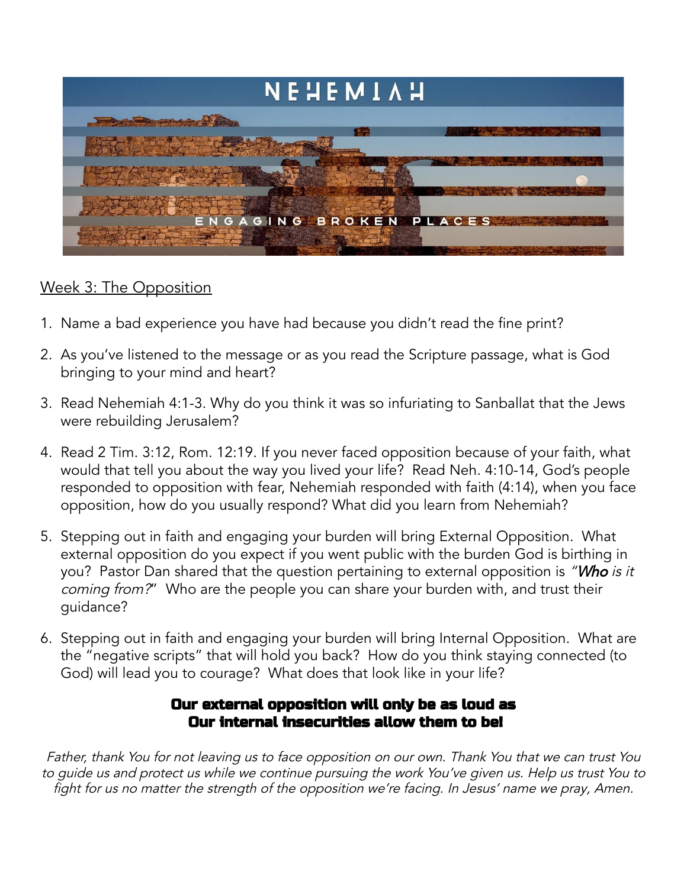NEHEMIAH

ENGAGING BROKEN PLACES

<u>Week 3: The Opposition</u>

1. Name a bad experience you have had because you didn't read the fine print?
2. As you've listened to the message or as you read the Scripture passage, what is God bringing to your mind and heart?
3. Read Nehemiah 4:1-3. Why do you think it was so infuriating to Sanballat that the Jews were rebuilding Jerusalem?
4. Read 2 Tim. 3:12, Rom. 12:19. If you never faced opposition because of your faith, what would that tell you about the way you lived your life? Read Neh. 4:10-14, God's people responded to opposition with fear, Nehemiah responded with faith (4:14), when you face opposition, how do you usually respond? What did you learn from Nehemiah?
5. Stepping out in faith and engaging your burden will bring External Opposition. What external opposition do you expect if you went public with the burden God is birthing in you? Pastor Dan shared that the question pertaining to external opposition is *"**Who** is it coming from?"* Who are the people you can share your burden with, and trust their guidance?
6. Stepping out in faith and engaging your burden will bring Internal Opposition. What are the "negative scripts" that will hold you back? How do you think staying connected (to God) will lead you to courage? What does that look like in your life?

**Our external opposition will only be as loud as  
Our internal insecurities allow them to be!**

*Father, thank You for not leaving us to face opposition on our own. Thank You that we can trust You to guide us and protect us while we continue pursuing the work You've given us. Help us trust You to fight for us no matter the strength of the opposition we're facing. In Jesus' name we pray, Amen.*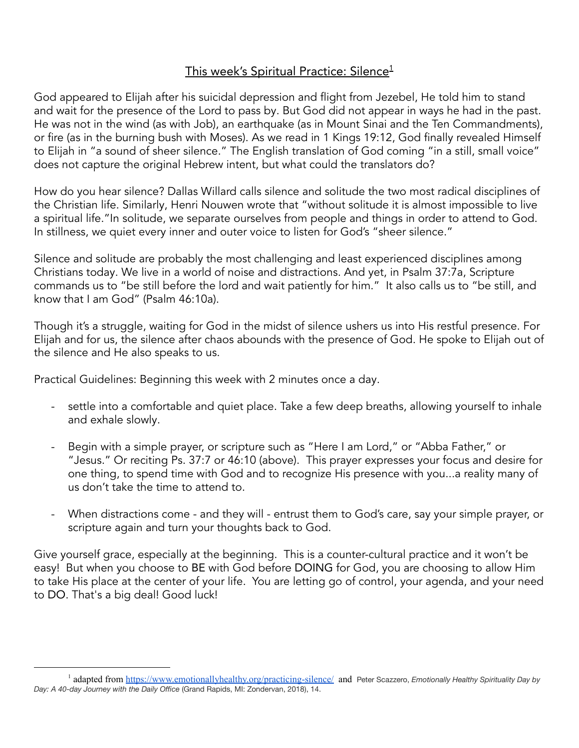## This week's Spiritual Practice: Silence[1]

God appeared to Elijah after his suicidal depression and flight from Jezebel, He told him to stand and wait for the presence of the Lord to pass by. But God did not appear in ways he had in the past. He was not in the wind (as with Job), an earthquake (as in Mount Sinai and the Ten Commandments), or fire (as in the burning bush with Moses). As we read in 1 Kings 19:12, God finally revealed Himself to Elijah in "a sound of sheer silence." The English translation of God coming "in a still, small voice" does not capture the original Hebrew intent, but what could the translators do?

How do you hear silence? Dallas Willard calls silence and solitude the two most radical disciplines of the Christian life. Similarly, Henri Nouwen wrote that "without solitude it is almost impossible to live a spiritual life."In solitude, we separate ourselves from people and things in order to attend to God. In stillness, we quiet every inner and outer voice to listen for God's "sheer silence."

Silence and solitude are probably the most challenging and least experienced disciplines among Christians today. We live in a world of noise and distractions. And yet, in Psalm 37:7a, Scripture commands us to "be still before the lord and wait patiently for him." It also calls us to "be still, and know that I am God" (Psalm 46:10a).

Though it's a struggle, waiting for God in the midst of silence ushers us into His restful presence. For Elijah and for us, the silence after chaos abounds with the presence of God. He spoke to Elijah out of the silence and He also speaks to us.

Practical Guidelines: Beginning this week with 2 minutes once a day.

- settle into a comfortable and quiet place. Take a few deep breaths, allowing yourself to inhale and exhale slowly.
- Begin with a simple prayer, or scripture such as "Here I am Lord," or "Abba Father," or "Jesus." Or reciting Ps. 37:7 or 46:10 (above). This prayer expresses your focus and desire for one thing, to spend time with God and to recognize His presence with you...a reality many of us don't take the time to attend to.
- When distractions come - and they will - entrust them to God's care, say your simple prayer, or scripture again and turn your thoughts back to God.

Give yourself grace, especially at the beginning. This is a counter-cultural practice and it won't be easy! But when you choose to BE with God before DOING for God, you are choosing to allow Him to take His place at the center of your life. You are letting go of control, your agenda, and your need to DO. That's a big deal! Good luck!

---

[1] adapted from https://www.emotionallyhealthy.org/practicing-silence/ and Peter Scazzero, *Emotionally Healthy Spirituality Day by Day: A 40-day Journey with the Daily Office* (Grand Rapids, MI: Zondervan, 2018), 14.